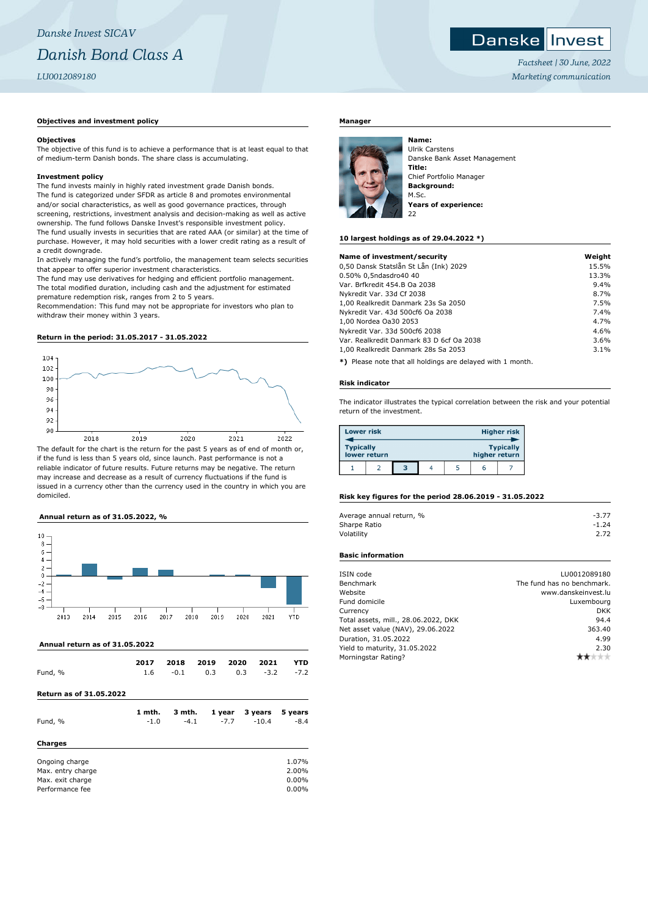*Danske Invest SICAV*

# *Danish Bond Class A*

*LU0012089180*

*Factsheet | 30 June, 2022*

*Marketing communication*

## Objectives and investment policy

**Objectives**

The objective of this fund is to achieve a performance that is at least equal to that of medium-term Danish bonds. The share class is accumulating.

**Investment policy**

The fund invests mainly in highly rated investment grade Danish bonds.
The fund is categorized under SFDR as article 8 and promotes environmental and/or social characteristics, as well as good governance practices, through screening, restrictions, investment analysis and decision-making as well as active ownership. The fund follows Danske Invest's responsible investment policy.
The fund usually invests in securities that are rated AAA (or similar) at the time of purchase. However, it may hold securities with a lower credit rating as a result of a credit downgrade.
In actively managing the fund's portfolio, the management team selects securities that appear to offer superior investment characteristics.
The fund may use derivatives for hedging and efficient portfolio management.
The total modified duration, including cash and the adjustment for estimated premature redemption risk, ranges from 2 to 5 years.
Recommendation: This fund may not be appropriate for investors who plan to withdraw their money within 3 years.

## Return in the period: 31.05.2017 - 31.05.2022

The default for the chart is the return for the past 5 years as of end of month or, if the fund is less than 5 years old, since launch. Past performance is not a reliable indicator of future results. Future returns may be negative. The return may increase and decrease as a result of currency fluctuations if the fund is issued in a currency other than the currency used in the country in which you are domiciled.

## Annual return as of 31.05.2022, %

## Annual return as of 31.05.2022

| | 2017 | 2018 | 2019 | 2020 | 2021 | YTD |
|---|---|---|---|---|---|---|
| Fund, % | 1.6 | -0.1 | 0.3 | 0.3 | -3.2 | -7.2 |

## Return as of 31.05.2022

| | 1 mth. | 3 mth. | 1 year | 3 years | 5 years |
|---|---|---|---|---|---|
| Fund, % | -1.0 | -4.1 | -7.7 | -10.4 | -8.4 |

## Charges

| | |
|---|---|
| Ongoing charge | 1.07% |
| Max. entry charge | 2.00% |
| Max. exit charge | 0.00% |
| Performance fee | 0.00% |

## Manager

**Name:**
Ulrik Carstens
Danske Bank Asset Management
**Title:**
Chief Portfolio Manager
**Background:**
M.Sc.
**Years of experience:**
22

## 10 largest holdings as of 29.04.2022 *)

| Name of investment/security | Weight |
|---|---|
| 0,50 Dansk Statslån St Lån (Ink) 2029 | 15.5% |
| 0.50% 0,5ndasdro40 40 | 13.3% |
| Var. Brfkredit 454.B Oa 2038 | 9.4% |
| Nykredit Var. 33d Cf 2038 | 8.7% |
| 1,00 Realkredit Danmark 23s Sa 2050 | 7.5% |
| Nykredit Var. 43d 500cf6 Oa 2038 | 7.4% |
| 1,00 Nordea Oa30 2053 | 4.7% |
| Nykredit Var. 33d 500cf6 2038 | 4.6% |
| Var. Realkredit Danmark 83 D 6cf Oa 2038 | 3.6% |
| 1,00 Realkredit Danmark 28s Sa 2053 | 3.1% |

*) Please note that all holdings are delayed with 1 month.

## Risk indicator

The indicator illustrates the typical correlation between the risk and your potential return of the investment.

| Lower risk | | | | | | Higher risk |
|---|---|---|---|---|---|---|
| Typically lower return | | | | | | Typically higher return |
| 1 | 2 | **3** | 4 | 5 | 6 | 7 |

## Risk key figures for the period 28.06.2019 - 31.05.2022

| | |
|---|---|
| Average annual return, % | -3.77 |
| Sharpe Ratio | -1.24 |
| Volatility | 2.72 |

## Basic information

| | |
|---|---|
| ISIN code | LU0012089180 |
| Benchmark | The fund has no benchmark. |
| Website | www.danskeinvest.lu |
| Fund domicile | Luxembourg |
| Currency | DKK |
| Total assets, mill., 28.06.2022, DKK | 94.4 |
| Net asset value (NAV), 29.06.2022 | 363.40 |
| Duration, 31.05.2022 | 4.99 |
| Yield to maturity, 31.05.2022 | 2.30 |
| Morningstar Rating? | ★★☆☆☆ |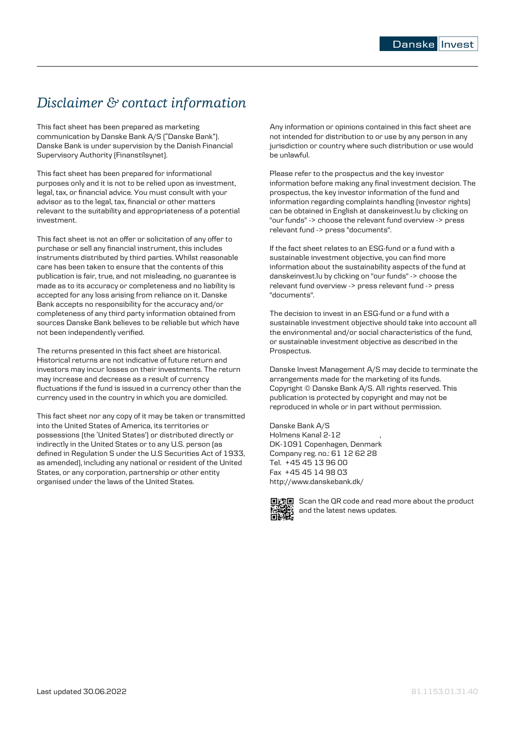# *Disclaimer & contact information*

This fact sheet has been prepared as marketing communication by Danske Bank A/S ("Danske Bank"). Danske Bank is under supervision by the Danish Financial Supervisory Authority (Finanstilsynet).

This fact sheet has been prepared for informational purposes only and it is not to be relied upon as investment, legal, tax, or financial advice. You must consult with your advisor as to the legal, tax, financial or other matters relevant to the suitability and appropriateness of a potential investment.

This fact sheet is not an offer or solicitation of any offer to purchase or sell any financial instrument, this includes instruments distributed by third parties. Whilst reasonable care has been taken to ensure that the contents of this publication is fair, true, and not misleading, no guarantee is made as to its accuracy or completeness and no liability is accepted for any loss arising from reliance on it. Danske Bank accepts no responsibility for the accuracy and/or completeness of any third party information obtained from sources Danske Bank believes to be reliable but which have not been independently verified.

The returns presented in this fact sheet are historical. Historical returns are not indicative of future return and investors may incur losses on their investments. The return may increase and decrease as a result of currency fluctuations if the fund is issued in a currency other than the currency used in the country in which you are domiciled.

This fact sheet nor any copy of it may be taken or transmitted into the United States of America, its territories or possessions (the 'United States') or distributed directly or indirectly in the United States or to any U.S. person (as defined in Regulation S under the U.S Securities Act of 1933, as amended), including any national or resident of the United States, or any corporation, partnership or other entity organised under the laws of the United States.

Any information or opinions contained in this fact sheet are not intended for distribution to or use by any person in any jurisdiction or country where such distribution or use would be unlawful.

Please refer to the prospectus and the key investor information before making any final investment decision. The prospectus, the key investor information of the fund and information regarding complaints handling (investor rights) can be obtained in English at danskeinvest.lu by clicking on "our funds" -> choose the relevant fund overview -> press relevant fund -> press "documents".

If the fact sheet relates to an ESG-fund or a fund with a sustainable investment objective, you can find more information about the sustainability aspects of the fund at danskeinvest.lu by clicking on "our funds" -> choose the relevant fund overview -> press relevant fund -> press "documents".

The decision to invest in an ESG-fund or a fund with a sustainable investment objective should take into account all the environmental and/or social characteristics of the fund, or sustainable investment objective as described in the Prospectus.

Danske Invest Management A/S may decide to terminate the arrangements made for the marketing of its funds. Copyright © Danske Bank A/S. All rights reserved. This publication is protected by copyright and may not be reproduced in whole or in part without permission.

Danske Bank A/S
Holmens Kanal 2-12
DK-1091 Copenhagen, Denmark
Company reg. no.: 61 12 62 28
Tel. +45 45 13 96 00
Fax +45 45 14 98 03
http://www.danskebank.dk/

Scan the QR code and read more about the product and the latest news updates.

Last updated 30.06.2022

81.1153.01.31.40